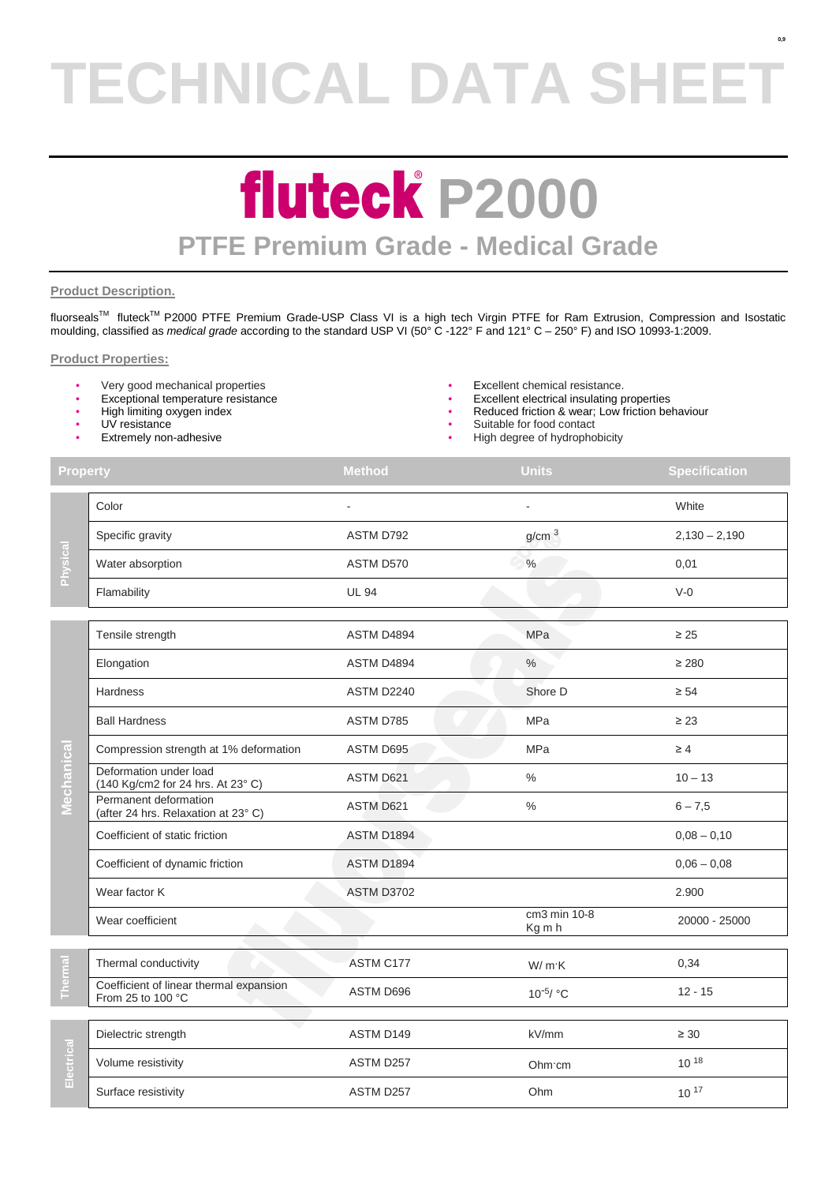# TECHNICAL DATA SHEET

# fluteck® P2000

## PTFE Premium Grade - Medical Grade

**Product Description.**

fluorseals™ fluteck™ P2000 PTFE Premium Grade-USP Class VI is a high tech Virgin PTFE for Ram Extrusion, Compression and Isostatic moulding, classified as *medical grade* according to the standard USP VI (50° C -122° F and 121° C – 250° F) and ISO 10993-1:2009.

**Product Properties:**

- Very good mechanical properties
- Exceptional temperature resistance
- High limiting oxygen index
- UV resistance
- Extremely non-adhesive
- Excellent chemical resistance.
- Excellent electrical insulating properties
- Reduced friction & wear; Low friction behaviour
- Suitable for food contact
- High degree of hydrophobicity

| | Property | Method | Units | Specification |
|---|---|---|---|---|
| Physical | Color | - | - | White |
| | Specific gravity | ASTM D792 | g/cm $^3$ | 2,130 – 2,190 |
| | Water absorption | ASTM D570 | % | 0,01 |
| | Flamability | UL 94 | | V-0 |
| Mechanical | Tensile strength | ASTM D4894 | MPa | ≥ 25 |
| | Elongation | ASTM D4894 | % | ≥ 280 |
| | Hardness | ASTM D2240 | Shore D | ≥ 54 |
| | Ball Hardness | ASTM D785 | MPa | ≥ 23 |
| | Compression strength at 1% deformation | ASTM D695 | MPa | ≥ 4 |
| | Deformation under load (140 Kg/cm2 for 24 hrs. At 23° C) | ASTM D621 | % | 10 – 13 |
| | Permanent deformation (after 24 hrs. Relaxation at 23° C) | ASTM D621 | % | 6 – 7,5 |
| | Coefficient of static friction | ASTM D1894 | | 0,08 – 0,10 |
| | Coefficient of dynamic friction | ASTM D1894 | | 0,06 – 0,08 |
| | Wear factor K | ASTM D3702 | | 2.900 |
| | Wear coefficient | | cm3 min 10-8 Kg m h | 20000 - 25000 |
| Thermal | Thermal conductivity | ASTM C177 | W/ m·K | 0,34 |
| | Coefficient of linear thermal expansion From 25 to 100 °C | ASTM D696 | $10^{-5}$/ °C | 12 - 15 |
| Electrical | Dielectric strength | ASTM D149 | kV/mm | ≥ 30 |
| | Volume resistivity | ASTM D257 | Ohm·cm | $10^{18}$ |
| | Surface resistivity | ASTM D257 | Ohm | $10^{17}$ |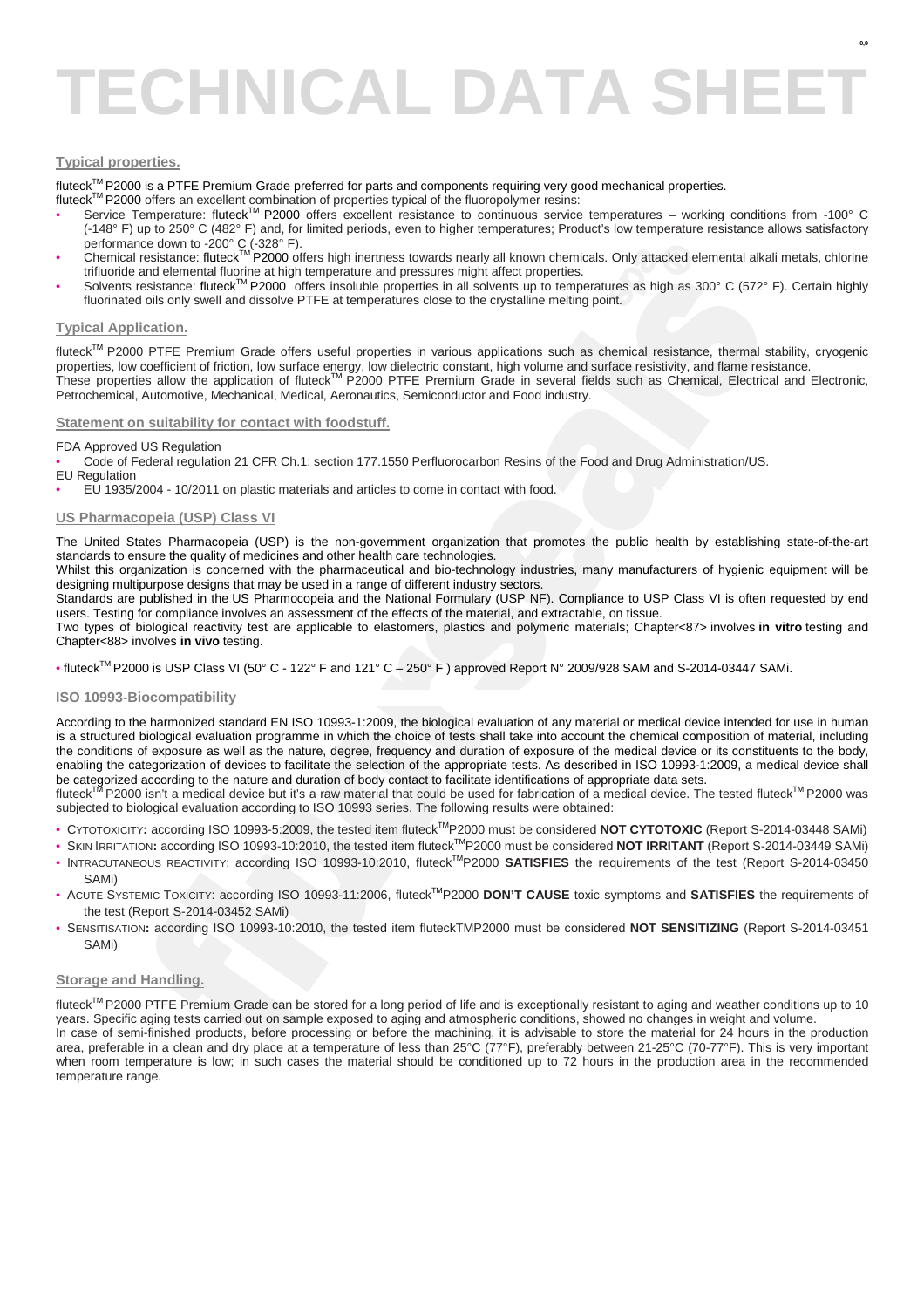# TECHNICAL DATA SHEET

## Typical properties.

fluteck™ P2000 is a PTFE Premium Grade preferred for parts and components requiring very good mechanical properties.
fluteck™ P2000 offers an excellent combination of properties typical of the fluoropolymer resins:

- Service Temperature: fluteck™ P2000 offers excellent resistance to continuous service temperatures – working conditions from -100° C (-148° F) up to 250° C (482° F) and, for limited periods, even to higher temperatures; Product's low temperature resistance allows satisfactory performance down to -200° C (-328° F).
- Chemical resistance: fluteck™ P2000 offers high inertness towards nearly all known chemicals. Only attacked elemental alkali metals, chlorine trifluoride and elemental fluorine at high temperature and pressures might affect properties.
- Solvents resistance: fluteck™ P2000 offers insoluble properties in all solvents up to temperatures as high as 300° C (572° F). Certain highly fluorinated oils only swell and dissolve PTFE at temperatures close to the crystalline melting point.

## Typical Application.

fluteck™ P2000 PTFE Premium Grade offers useful properties in various applications such as chemical resistance, thermal stability, cryogenic properties, low coefficient of friction, low surface energy, low dielectric constant, high volume and surface resistivity, and flame resistance.
These properties allow the application of fluteck™ P2000 PTFE Premium Grade in several fields such as Chemical, Electrical and Electronic, Petrochemical, Automotive, Mechanical, Medical, Aeronautics, Semiconductor and Food industry.

## Statement on suitability for contact with foodstuff.

FDA Approved US Regulation

- Code of Federal regulation 21 CFR Ch.1; section 177.1550 Perfluorocarbon Resins of the Food and Drug Administration/US.

EU Regulation

- EU 1935/2004 - 10/2011 on plastic materials and articles to come in contact with food.

## US Pharmacopeia (USP) Class VI

The United States Pharmacopeia (USP) is the non-government organization that promotes the public health by establishing state-of-the-art standards to ensure the quality of medicines and other health care technologies.
Whilst this organization is concerned with the pharmaceutical and bio-technology industries, many manufacturers of hygienic equipment will be designing multipurpose designs that may be used in a range of different industry sectors.
Standards are published in the US Pharmocopeia and the National Formulary (USP NF). Compliance to USP Class VI is often requested by end users. Testing for compliance involves an assessment of the effects of the material, and extractable, on tissue.
Two types of biological reactivity test are applicable to elastomers, plastics and polymeric materials; Chapter<87> involves **in vitro** testing and Chapter<88> involves **in vivo** testing.

- fluteck™ P2000 is USP Class VI (50° C - 122° F and 121° C – 250° F ) approved Report N° 2009/928 SAM and S-2014-03447 SAMi.

## ISO 10993-Biocompatibility

According to the harmonized standard EN ISO 10993-1:2009, the biological evaluation of any material or medical device intended for use in human is a structured biological evaluation programme in which the choice of tests shall take into account the chemical composition of material, including the conditions of exposure as well as the nature, degree, frequency and duration of exposure of the medical device or its constituents to the body, enabling the categorization of devices to facilitate the selection of the appropriate tests. As described in ISO 10993-1:2009, a medical device shall be categorized according to the nature and duration of body contact to facilitate identifications of appropriate data sets.
fluteck™ P2000 isn't a medical device but it's a raw material that could be used for fabrication of a medical device. The tested fluteck™ P2000 was subjected to biological evaluation according to ISO 10993 series. The following results were obtained:

- CYTOTOXICITY: according ISO 10993-5:2009, the tested item fluteck™P2000 must be considered **NOT CYTOTOXIC** (Report S-2014-03448 SAMi)
- SKIN IRRITATION: according ISO 10993-10:2010, the tested item fluteck™P2000 must be considered **NOT IRRITANT** (Report S-2014-03449 SAMi)
- INTRACUTANEOUS REACTIVITY: according ISO 10993-10:2010, fluteck™P2000 **SATISFIES** the requirements of the test (Report S-2014-03450 SAMi)
- ACUTE SYSTEMIC TOXICITY: according ISO 10993-11:2006, fluteck™P2000 **DON'T CAUSE** toxic symptoms and **SATISFIES** the requirements of the test (Report S-2014-03452 SAMi)
- SENSITISATION: according ISO 10993-10:2010, the tested item fluteckTMP2000 must be considered **NOT SENSITIZING** (Report S-2014-03451 SAMi)

## Storage and Handling.

fluteck™ P2000 PTFE Premium Grade can be stored for a long period of life and is exceptionally resistant to aging and weather conditions up to 10 years. Specific aging tests carried out on sample exposed to aging and atmospheric conditions, showed no changes in weight and volume.
In case of semi-finished products, before processing or before the machining, it is advisable to store the material for 24 hours in the production area, preferable in a clean and dry place at a temperature of less than 25°C (77°F), preferably between 21-25°C (70-77°F). This is very important when room temperature is low; in such cases the material should be conditioned up to 72 hours in the production area in the recommended temperature range.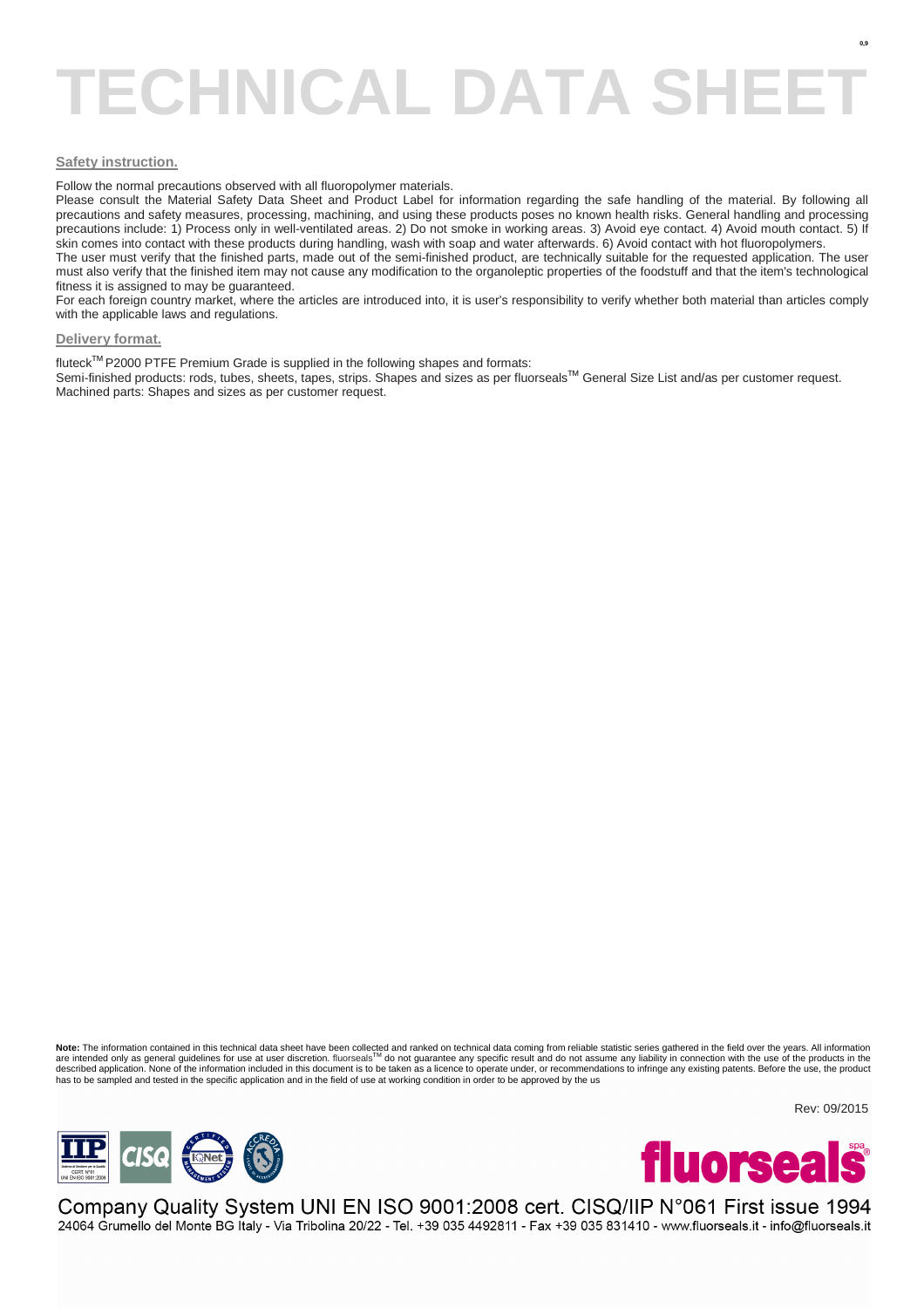# TECHNICAL DATA SHEET

## Safety instruction.

Follow the normal precautions observed with all fluoropolymer materials.

Please consult the Material Safety Data Sheet and Product Label for information regarding the safe handling of the material. By following all precautions and safety measures, processing, machining, and using these products poses no known health risks. General handling and processing precautions include: 1) Process only in well-ventilated areas. 2) Do not smoke in working areas. 3) Avoid eye contact. 4) Avoid mouth contact. 5) If skin comes into contact with these products during handling, wash with soap and water afterwards. 6) Avoid contact with hot fluoropolymers.

The user must verify that the finished parts, made out of the semi-finished product, are technically suitable for the requested application. The user must also verify that the finished item may not cause any modification to the organoleptic properties of the foodstuff and that the item's technological fitness it is assigned to may be guaranteed.

For each foreign country market, where the articles are introduced into, it is user's responsibility to verify whether both material than articles comply with the applicable laws and regulations.

## Delivery format.

fluteck™ P2000 PTFE Premium Grade is supplied in the following shapes and formats:

Semi-finished products: rods, tubes, sheets, tapes, strips. Shapes and sizes as per fluorseals™ General Size List and/as per customer request.

Machined parts: Shapes and sizes as per customer request.

**Note:** The information contained in this technical data sheet have been collected and ranked on technical data coming from reliable statistic series gathered in the field over the years. All information are intended only as general guidelines for use at user discretion. fluorseals™ do not guarantee any specific result and do not assume any liability in connection with the use of the products in the described application. None of the information included in this document is to be taken as a licence to operate under, or recommendations to infringe any existing patents. Before the use, the product has to be sampled and tested in the specific application and in the field of use at working condition in order to be approved by the us

Rev: 09/2015

Company Quality System UNI EN ISO 9001:2008 cert. CISQ/IIP N°061 First issue 1994

24064 Grumello del Monte BG Italy - Via Tribolina 20/22 - Tel. +39 035 4492811 - Fax +39 035 831410 - www.fluorseals.it - info@fluorseals.it